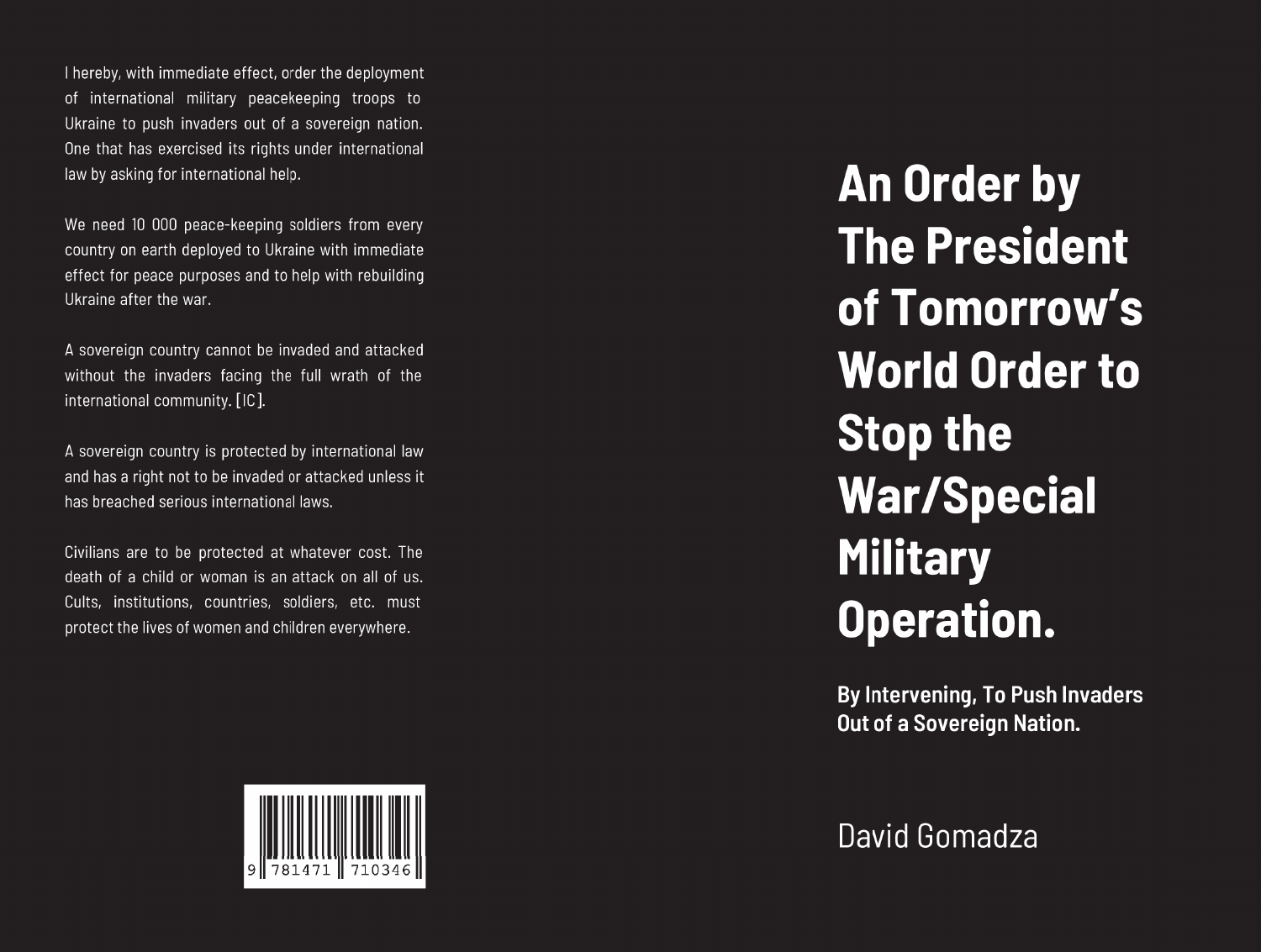# An Order by The President of Tomorrow's World Order to Stop the War/Special Military Operation.

**By Intervening, To Push Invaders Out of a Sovereign Nation.**

David Gomadza

I hereby, with immediate effect, order the deployment of international military peacekeeping troops to Ukraine to push invaders out of a sovereign nation. One that has exercised its rights under international law by asking for international help.

We need 10 000 peace-keeping soldiers from every country on earth deployed to Ukraine with immediate effect for peace purposes and to help with rebuilding Ukraine after the war.

A sovereign country cannot be invaded and attacked without the invaders facing the full wrath of the international community. [IC].

A sovereign country is protected by international law and has a right not to be invaded or attacked unless it has breached serious international laws.

Civilians are to be protected at whatever cost. The death of a child or woman is an attack on all of us. Cults, institutions, countries, soldiers, etc. must protect the lives of women and children everywhere.

9 781471 710346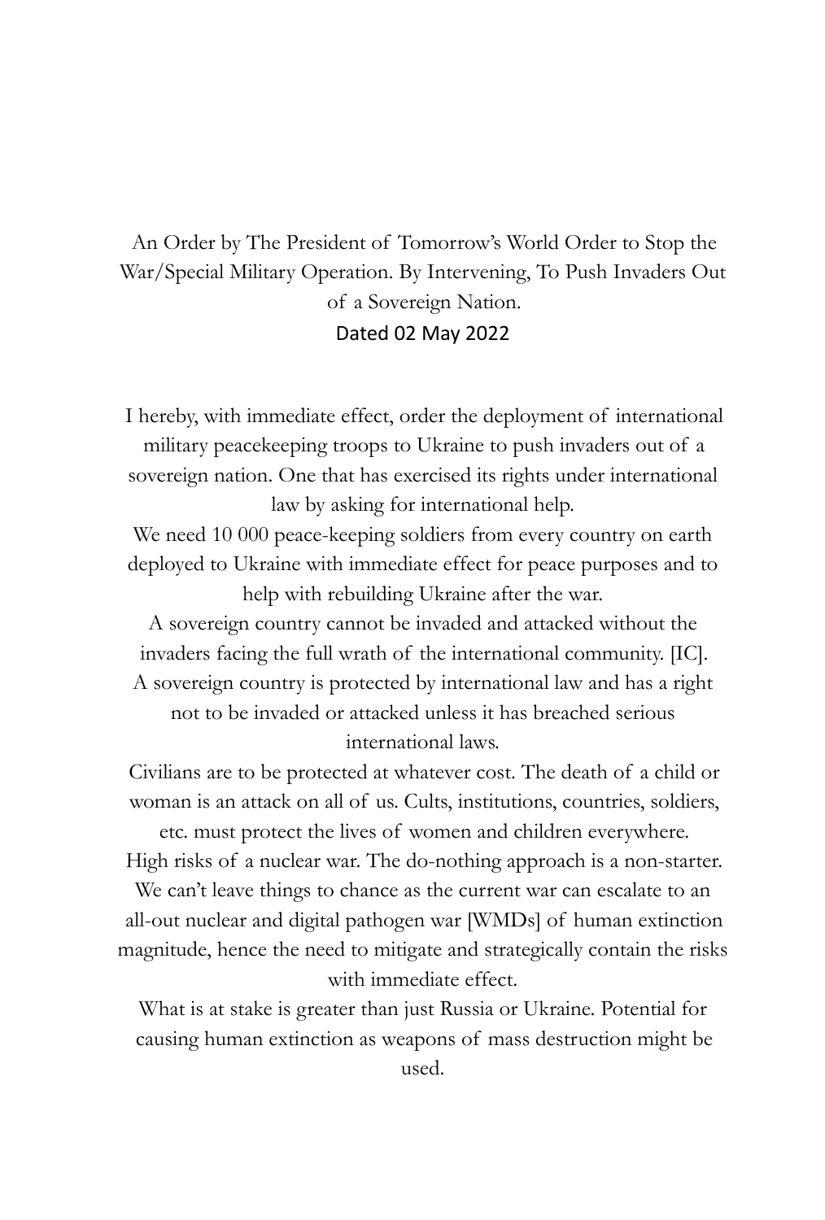# An Order by The President of Tomorrow's World Order to Stop the War/Special Military Operation. By Intervening, To Push Invaders Out of a Sovereign Nation.

Dated 02 May 2022

I hereby, with immediate effect, order the deployment of international military peacekeeping troops to Ukraine to push invaders out of a sovereign nation. One that has exercised its rights under international law by asking for international help.

We need 10 000 peace-keeping soldiers from every country on earth deployed to Ukraine with immediate effect for peace purposes and to help with rebuilding Ukraine after the war.

A sovereign country cannot be invaded and attacked without the invaders facing the full wrath of the international community. [IC].

A sovereign country is protected by international law and has a right not to be invaded or attacked unless it has breached serious international laws.

Civilians are to be protected at whatever cost. The death of a child or woman is an attack on all of us. Cults, institutions, countries, soldiers, etc. must protect the lives of women and children everywhere.

High risks of a nuclear war. The do-nothing approach is a non-starter. We can't leave things to chance as the current war can escalate to an all-out nuclear and digital pathogen war [WMDs] of human extinction magnitude, hence the need to mitigate and strategically contain the risks with immediate effect.

What is at stake is greater than just Russia or Ukraine. Potential for causing human extinction as weapons of mass destruction might be used.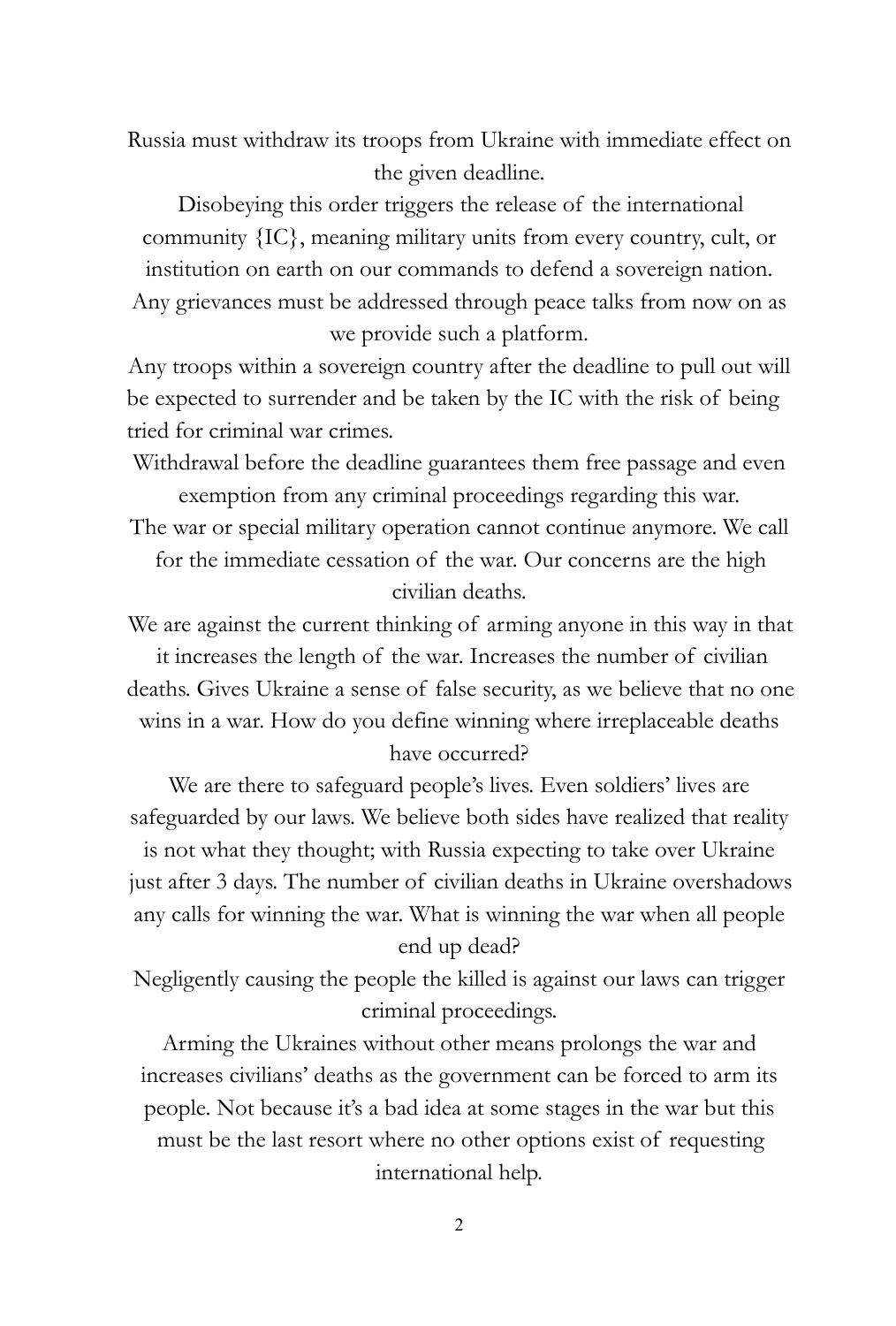Russia must withdraw its troops from Ukraine with immediate effect on the given deadline.

Disobeying this order triggers the release of the international community {IC}, meaning military units from every country, cult, or institution on earth on our commands to defend a sovereign nation.

Any grievances must be addressed through peace talks from now on as we provide such a platform.

Any troops within a sovereign country after the deadline to pull out will be expected to surrender and be taken by the IC with the risk of being tried for criminal war crimes.

Withdrawal before the deadline guarantees them free passage and even exemption from any criminal proceedings regarding this war.

The war or special military operation cannot continue anymore. We call for the immediate cessation of the war. Our concerns are the high civilian deaths.

We are against the current thinking of arming anyone in this way in that it increases the length of the war. Increases the number of civilian deaths. Gives Ukraine a sense of false security, as we believe that no one wins in a war. How do you define winning where irreplaceable deaths have occurred?

We are there to safeguard people's lives. Even soldiers' lives are safeguarded by our laws. We believe both sides have realized that reality is not what they thought; with Russia expecting to take over Ukraine just after 3 days. The number of civilian deaths in Ukraine overshadows any calls for winning the war. What is winning the war when all people end up dead?

Negligently causing the people the killed is against our laws can trigger criminal proceedings.

Arming the Ukraines without other means prolongs the war and increases civilians' deaths as the government can be forced to arm its people. Not because it's a bad idea at some stages in the war but this must be the last resort where no other options exist of requesting international help.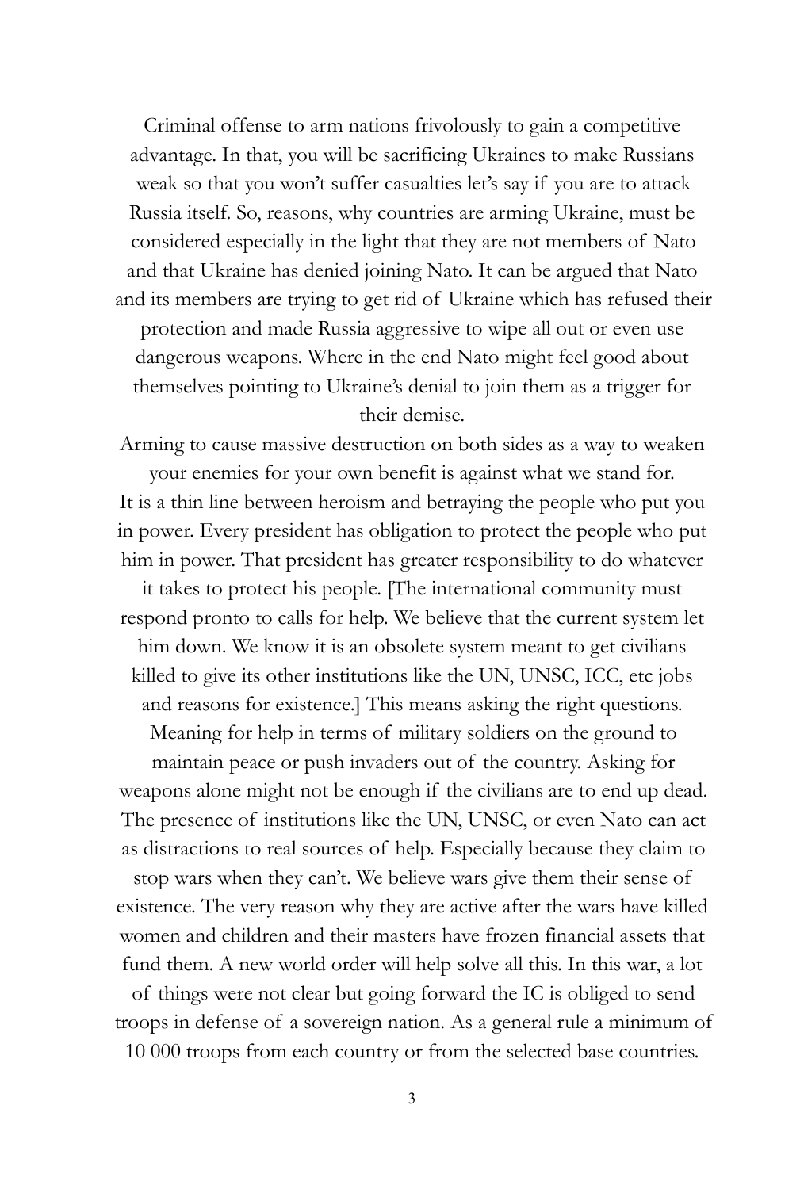Criminal offense to arm nations frivolously to gain a competitive advantage. In that, you will be sacrificing Ukraines to make Russians weak so that you won't suffer casualties let's say if you are to attack Russia itself. So, reasons, why countries are arming Ukraine, must be considered especially in the light that they are not members of Nato and that Ukraine has denied joining Nato. It can be argued that Nato and its members are trying to get rid of Ukraine which has refused their protection and made Russia aggressive to wipe all out or even use dangerous weapons. Where in the end Nato might feel good about themselves pointing to Ukraine's denial to join them as a trigger for their demise.

Arming to cause massive destruction on both sides as a way to weaken your enemies for your own benefit is against what we stand for. It is a thin line between heroism and betraying the people who put you in power. Every president has obligation to protect the people who put him in power. That president has greater responsibility to do whatever it takes to protect his people. [The international community must respond pronto to calls for help. We believe that the current system let him down. We know it is an obsolete system meant to get civilians killed to give its other institutions like the UN, UNSC, ICC, etc jobs and reasons for existence.] This means asking the right questions. Meaning for help in terms of military soldiers on the ground to maintain peace or push invaders out of the country. Asking for weapons alone might not be enough if the civilians are to end up dead. The presence of institutions like the UN, UNSC, or even Nato can act as distractions to real sources of help. Especially because they claim to stop wars when they can't. We believe wars give them their sense of existence. The very reason why they are active after the wars have killed women and children and their masters have frozen financial assets that fund them. A new world order will help solve all this. In this war, a lot of things were not clear but going forward the IC is obliged to send troops in defense of a sovereign nation. As a general rule a minimum of 10 000 troops from each country or from the selected base countries.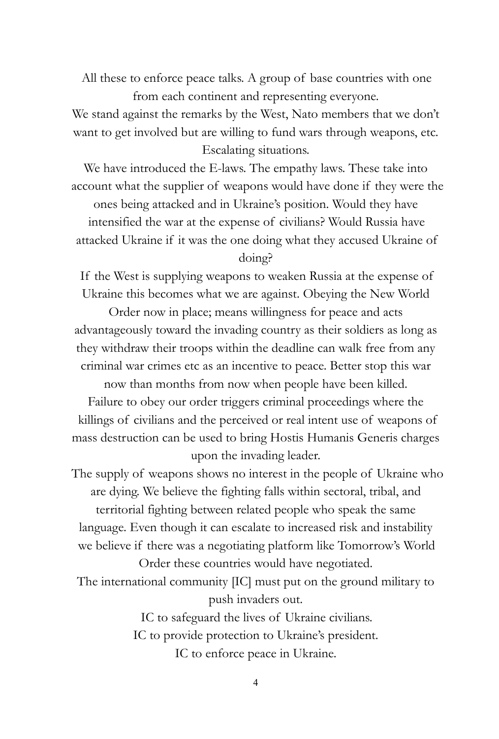All these to enforce peace talks. A group of base countries with one from each continent and representing everyone.

We stand against the remarks by the West, Nato members that we don't want to get involved but are willing to fund wars through weapons, etc. Escalating situations.

We have introduced the E-laws. The empathy laws. These take into account what the supplier of weapons would have done if they were the ones being attacked and in Ukraine's position. Would they have intensified the war at the expense of civilians? Would Russia have attacked Ukraine if it was the one doing what they accused Ukraine of doing?

If the West is supplying weapons to weaken Russia at the expense of Ukraine this becomes what we are against. Obeying the New World Order now in place; means willingness for peace and acts advantageously toward the invading country as their soldiers as long as they withdraw their troops within the deadline can walk free from any criminal war crimes etc as an incentive to peace. Better stop this war now than months from now when people have been killed.

Failure to obey our order triggers criminal proceedings where the killings of civilians and the perceived or real intent use of weapons of mass destruction can be used to bring Hostis Humanis Generis charges upon the invading leader.

The supply of weapons shows no interest in the people of Ukraine who are dying. We believe the fighting falls within sectoral, tribal, and territorial fighting between related people who speak the same language. Even though it can escalate to increased risk and instability we believe if there was a negotiating platform like Tomorrow's World Order these countries would have negotiated.

The international community [IC] must put on the ground military to push invaders out.

IC to safeguard the lives of Ukraine civilians.

IC to provide protection to Ukraine's president.

IC to enforce peace in Ukraine.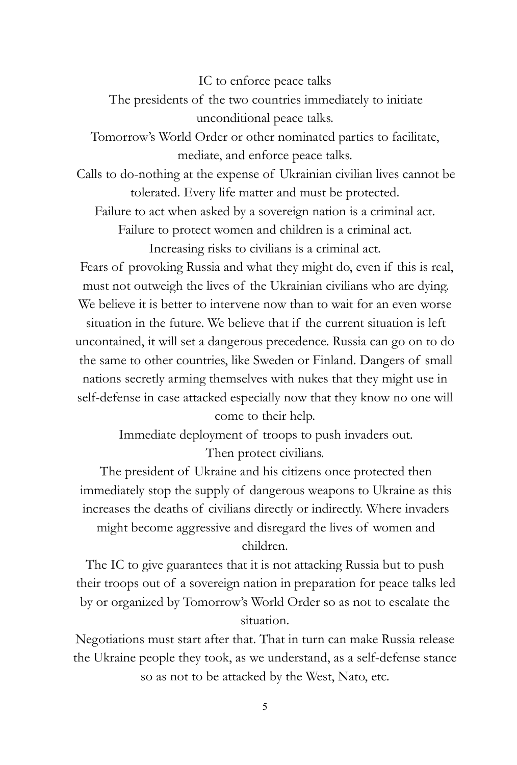IC to enforce peace talks

The presidents of the two countries immediately to initiate unconditional peace talks.

Tomorrow's World Order or other nominated parties to facilitate, mediate, and enforce peace talks.

Calls to do-nothing at the expense of Ukrainian civilian lives cannot be tolerated. Every life matter and must be protected.

Failure to act when asked by a sovereign nation is a criminal act.

Failure to protect women and children is a criminal act.

Increasing risks to civilians is a criminal act.

Fears of provoking Russia and what they might do, even if this is real, must not outweigh the lives of the Ukrainian civilians who are dying. We believe it is better to intervene now than to wait for an even worse situation in the future. We believe that if the current situation is left uncontained, it will set a dangerous precedence. Russia can go on to do the same to other countries, like Sweden or Finland. Dangers of small nations secretly arming themselves with nukes that they might use in self-defense in case attacked especially now that they know no one will come to their help.

Immediate deployment of troops to push invaders out.

Then protect civilians.

The president of Ukraine and his citizens once protected then immediately stop the supply of dangerous weapons to Ukraine as this increases the deaths of civilians directly or indirectly. Where invaders might become aggressive and disregard the lives of women and children.

The IC to give guarantees that it is not attacking Russia but to push their troops out of a sovereign nation in preparation for peace talks led by or organized by Tomorrow's World Order so as not to escalate the situation.

Negotiations must start after that. That in turn can make Russia release the Ukraine people they took, as we understand, as a self-defense stance so as not to be attacked by the West, Nato, etc.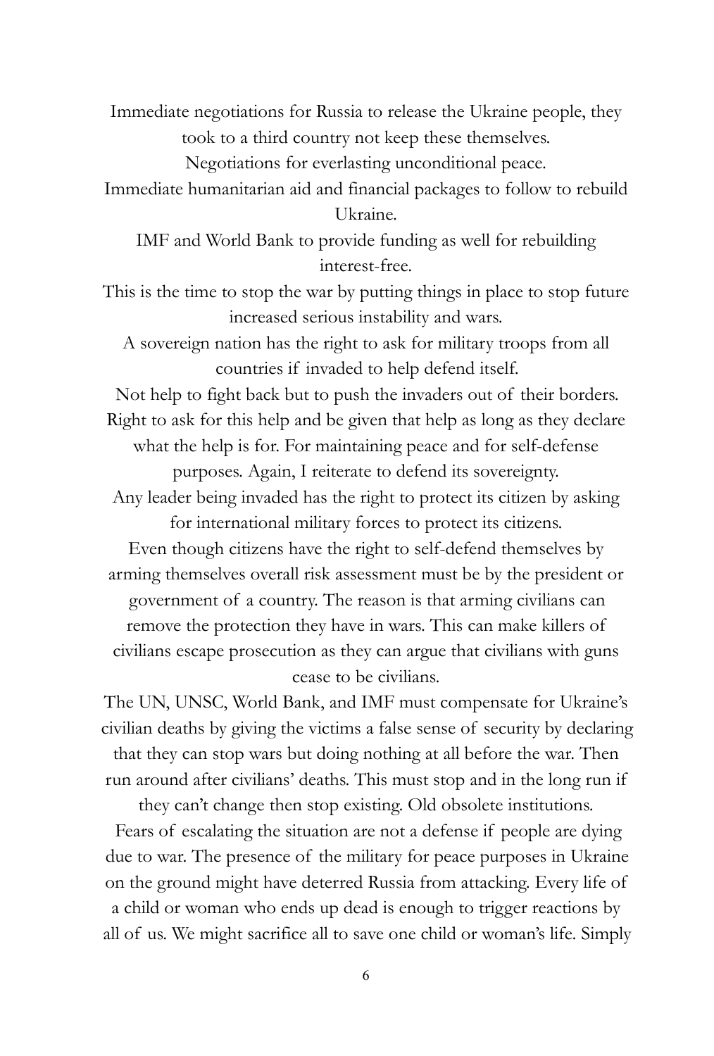Immediate negotiations for Russia to release the Ukraine people, they took to a third country not keep these themselves.

Negotiations for everlasting unconditional peace.

Immediate humanitarian aid and financial packages to follow to rebuild Ukraine.

IMF and World Bank to provide funding as well for rebuilding interest-free.

This is the time to stop the war by putting things in place to stop future increased serious instability and wars.

A sovereign nation has the right to ask for military troops from all countries if invaded to help defend itself.

Not help to fight back but to push the invaders out of their borders. Right to ask for this help and be given that help as long as they declare what the help is for. For maintaining peace and for self-defense purposes. Again, I reiterate to defend its sovereignty.

Any leader being invaded has the right to protect its citizen by asking for international military forces to protect its citizens.

Even though citizens have the right to self-defend themselves by arming themselves overall risk assessment must be by the president or government of a country. The reason is that arming civilians can remove the protection they have in wars. This can make killers of civilians escape prosecution as they can argue that civilians with guns cease to be civilians.

The UN, UNSC, World Bank, and IMF must compensate for Ukraine's civilian deaths by giving the victims a false sense of security by declaring that they can stop wars but doing nothing at all before the war. Then run around after civilians' deaths. This must stop and in the long run if they can't change then stop existing. Old obsolete institutions.

Fears of escalating the situation are not a defense if people are dying due to war. The presence of the military for peace purposes in Ukraine on the ground might have deterred Russia from attacking. Every life of a child or woman who ends up dead is enough to trigger reactions by all of us. We might sacrifice all to save one child or woman's life. Simply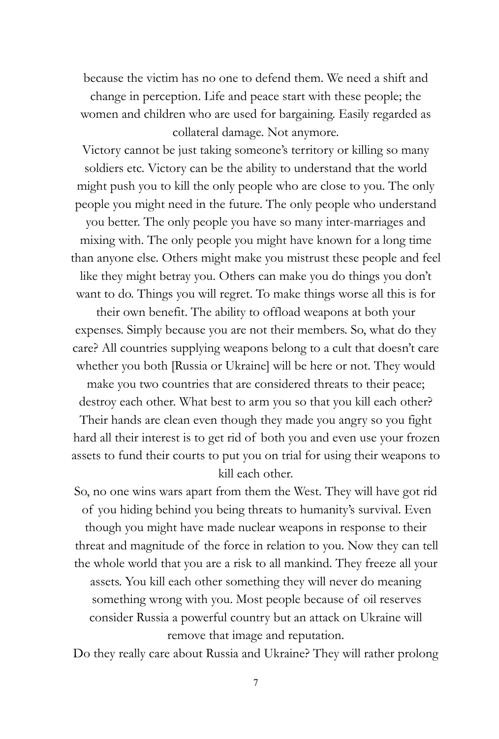because the victim has no one to defend them. We need a shift and change in perception. Life and peace start with these people; the women and children who are used for bargaining. Easily regarded as collateral damage. Not anymore.

Victory cannot be just taking someone's territory or killing so many soldiers etc. Victory can be the ability to understand that the world might push you to kill the only people who are close to you. The only people you might need in the future. The only people who understand you better. The only people you have so many inter-marriages and mixing with. The only people you might have known for a long time than anyone else. Others might make you mistrust these people and feel like they might betray you. Others can make you do things you don't want to do. Things you will regret. To make things worse all this is for their own benefit. The ability to offload weapons at both your expenses. Simply because you are not their members. So, what do they care? All countries supplying weapons belong to a cult that doesn't care whether you both [Russia or Ukraine] will be here or not. They would make you two countries that are considered threats to their peace; destroy each other. What best to arm you so that you kill each other? Their hands are clean even though they made you angry so you fight hard all their interest is to get rid of both you and even use your frozen assets to fund their courts to put you on trial for using their weapons to kill each other.

So, no one wins wars apart from them the West. They will have got rid of you hiding behind you being threats to humanity's survival. Even though you might have made nuclear weapons in response to their threat and magnitude of the force in relation to you. Now they can tell the whole world that you are a risk to all mankind. They freeze all your assets. You kill each other something they will never do meaning something wrong with you. Most people because of oil reserves consider Russia a powerful country but an attack on Ukraine will remove that image and reputation.

Do they really care about Russia and Ukraine? They will rather prolong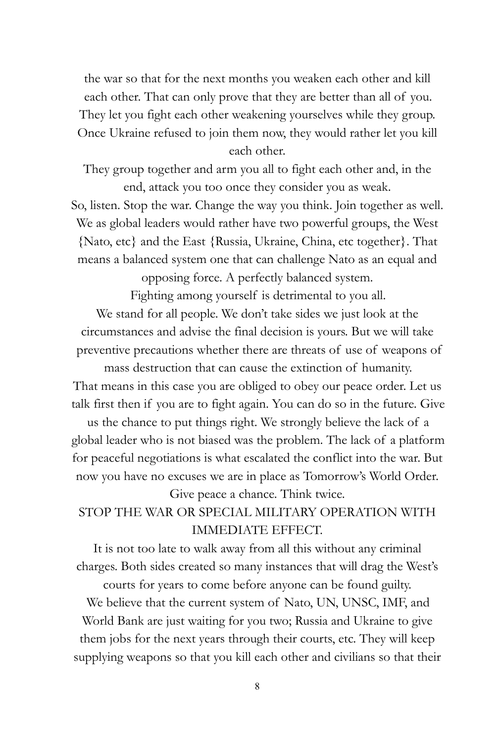the war so that for the next months you weaken each other and kill each other. That can only prove that they are better than all of you. They let you fight each other weakening yourselves while they group. Once Ukraine refused to join them now, they would rather let you kill each other.

They group together and arm you all to fight each other and, in the end, attack you too once they consider you as weak.

So, listen. Stop the war. Change the way you think. Join together as well. We as global leaders would rather have two powerful groups, the West {Nato, etc} and the East {Russia, Ukraine, China, etc together}. That means a balanced system one that can challenge Nato as an equal and opposing force. A perfectly balanced system.

Fighting among yourself is detrimental to you all.

We stand for all people. We don't take sides we just look at the circumstances and advise the final decision is yours. But we will take preventive precautions whether there are threats of use of weapons of mass destruction that can cause the extinction of humanity.

That means in this case you are obliged to obey our peace order. Let us talk first then if you are to fight again. You can do so in the future. Give us the chance to put things right. We strongly believe the lack of a global leader who is not biased was the problem. The lack of a platform for peaceful negotiations is what escalated the conflict into the war. But now you have no excuses we are in place as Tomorrow's World Order.

Give peace a chance. Think twice.

STOP THE WAR OR SPECIAL MILITARY OPERATION WITH IMMEDIATE EFFECT.

It is not too late to walk away from all this without any criminal charges. Both sides created so many instances that will drag the West's courts for years to come before anyone can be found guilty.

We believe that the current system of Nato, UN, UNSC, IMF, and World Bank are just waiting for you two; Russia and Ukraine to give them jobs for the next years through their courts, etc. They will keep supplying weapons so that you kill each other and civilians so that their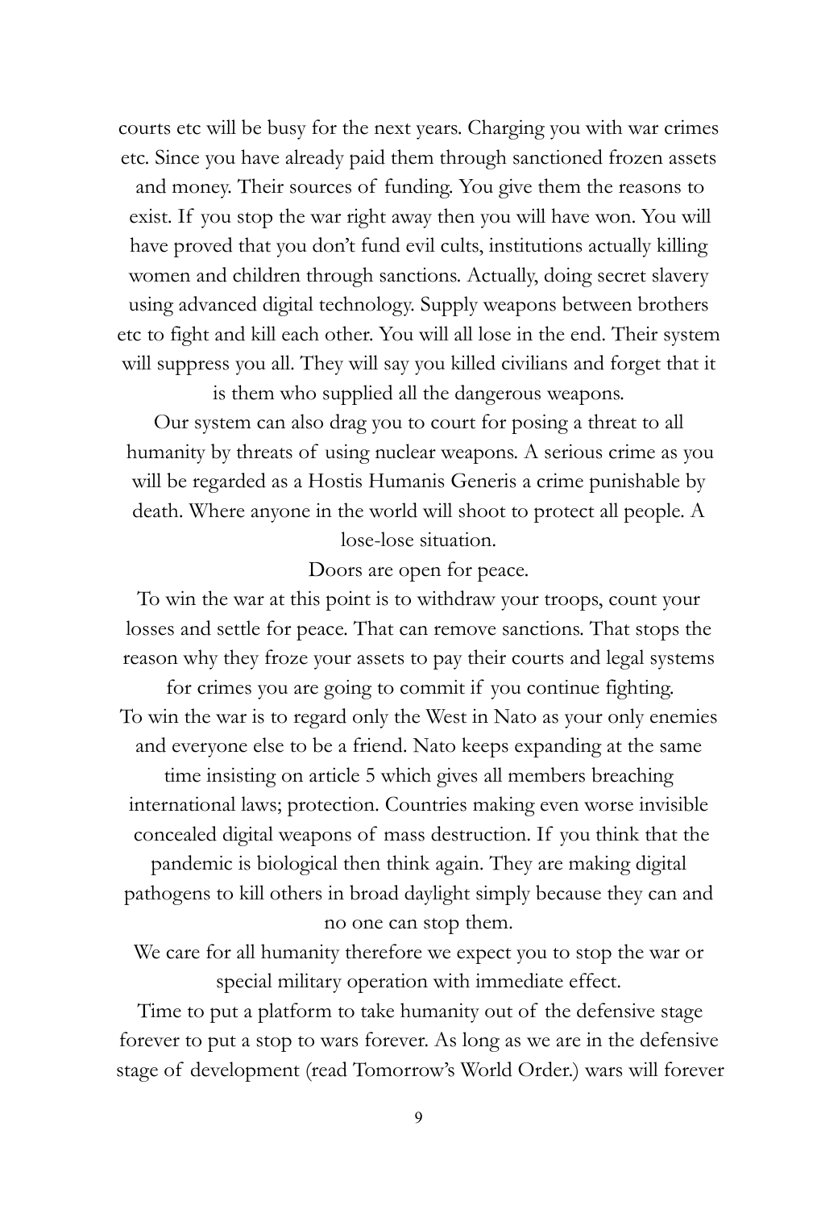courts etc will be busy for the next years. Charging you with war crimes etc. Since you have already paid them through sanctioned frozen assets and money. Their sources of funding. You give them the reasons to exist. If you stop the war right away then you will have won. You will have proved that you don't fund evil cults, institutions actually killing women and children through sanctions. Actually, doing secret slavery using advanced digital technology. Supply weapons between brothers etc to fight and kill each other. You will all lose in the end. Their system will suppress you all. They will say you killed civilians and forget that it is them who supplied all the dangerous weapons.

Our system can also drag you to court for posing a threat to all humanity by threats of using nuclear weapons. A serious crime as you will be regarded as a Hostis Humanis Generis a crime punishable by death. Where anyone in the world will shoot to protect all people. A lose-lose situation.

Doors are open for peace.

To win the war at this point is to withdraw your troops, count your losses and settle for peace. That can remove sanctions. That stops the reason why they froze your assets to pay their courts and legal systems for crimes you are going to commit if you continue fighting.

To win the war is to regard only the West in Nato as your only enemies and everyone else to be a friend. Nato keeps expanding at the same time insisting on article 5 which gives all members breaching international laws; protection. Countries making even worse invisible concealed digital weapons of mass destruction. If you think that the pandemic is biological then think again. They are making digital pathogens to kill others in broad daylight simply because they can and no one can stop them.

We care for all humanity therefore we expect you to stop the war or special military operation with immediate effect.

Time to put a platform to take humanity out of the defensive stage forever to put a stop to wars forever. As long as we are in the defensive stage of development (read Tomorrow's World Order.) wars will forever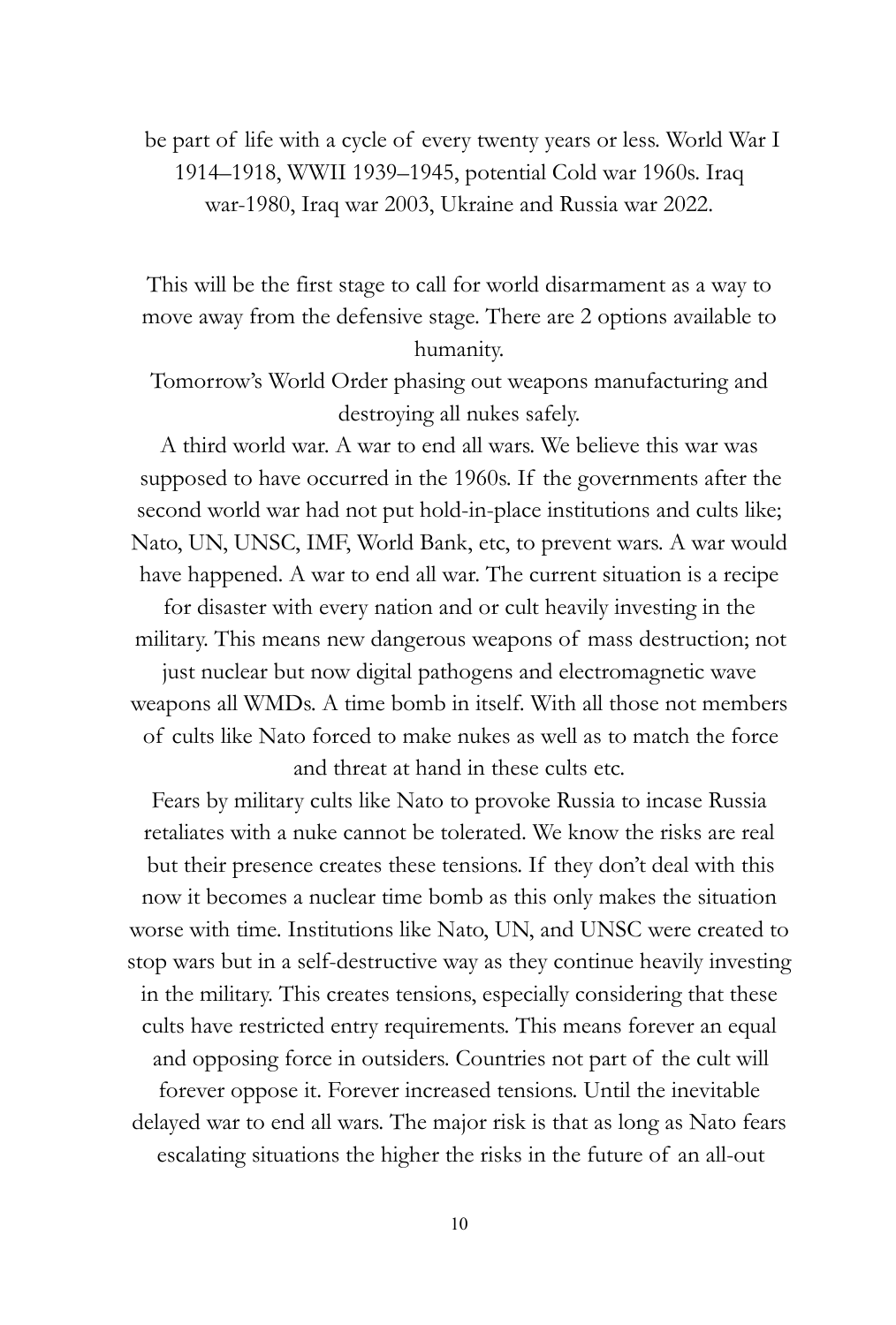be part of life with a cycle of every twenty years or less. World War I 1914–1918, WWII 1939–1945, potential Cold war 1960s. Iraq war-1980, Iraq war 2003, Ukraine and Russia war 2022.

This will be the first stage to call for world disarmament as a way to move away from the defensive stage. There are 2 options available to humanity.

Tomorrow's World Order phasing out weapons manufacturing and destroying all nukes safely.

A third world war. A war to end all wars. We believe this war was supposed to have occurred in the 1960s. If the governments after the second world war had not put hold-in-place institutions and cults like; Nato, UN, UNSC, IMF, World Bank, etc, to prevent wars. A war would have happened. A war to end all war. The current situation is a recipe for disaster with every nation and or cult heavily investing in the military. This means new dangerous weapons of mass destruction; not just nuclear but now digital pathogens and electromagnetic wave weapons all WMDs. A time bomb in itself. With all those not members of cults like Nato forced to make nukes as well as to match the force and threat at hand in these cults etc.

Fears by military cults like Nato to provoke Russia to incase Russia retaliates with a nuke cannot be tolerated. We know the risks are real but their presence creates these tensions. If they don't deal with this now it becomes a nuclear time bomb as this only makes the situation worse with time. Institutions like Nato, UN, and UNSC were created to stop wars but in a self-destructive way as they continue heavily investing in the military. This creates tensions, especially considering that these cults have restricted entry requirements. This means forever an equal and opposing force in outsiders. Countries not part of the cult will forever oppose it. Forever increased tensions. Until the inevitable delayed war to end all wars. The major risk is that as long as Nato fears escalating situations the higher the risks in the future of an all-out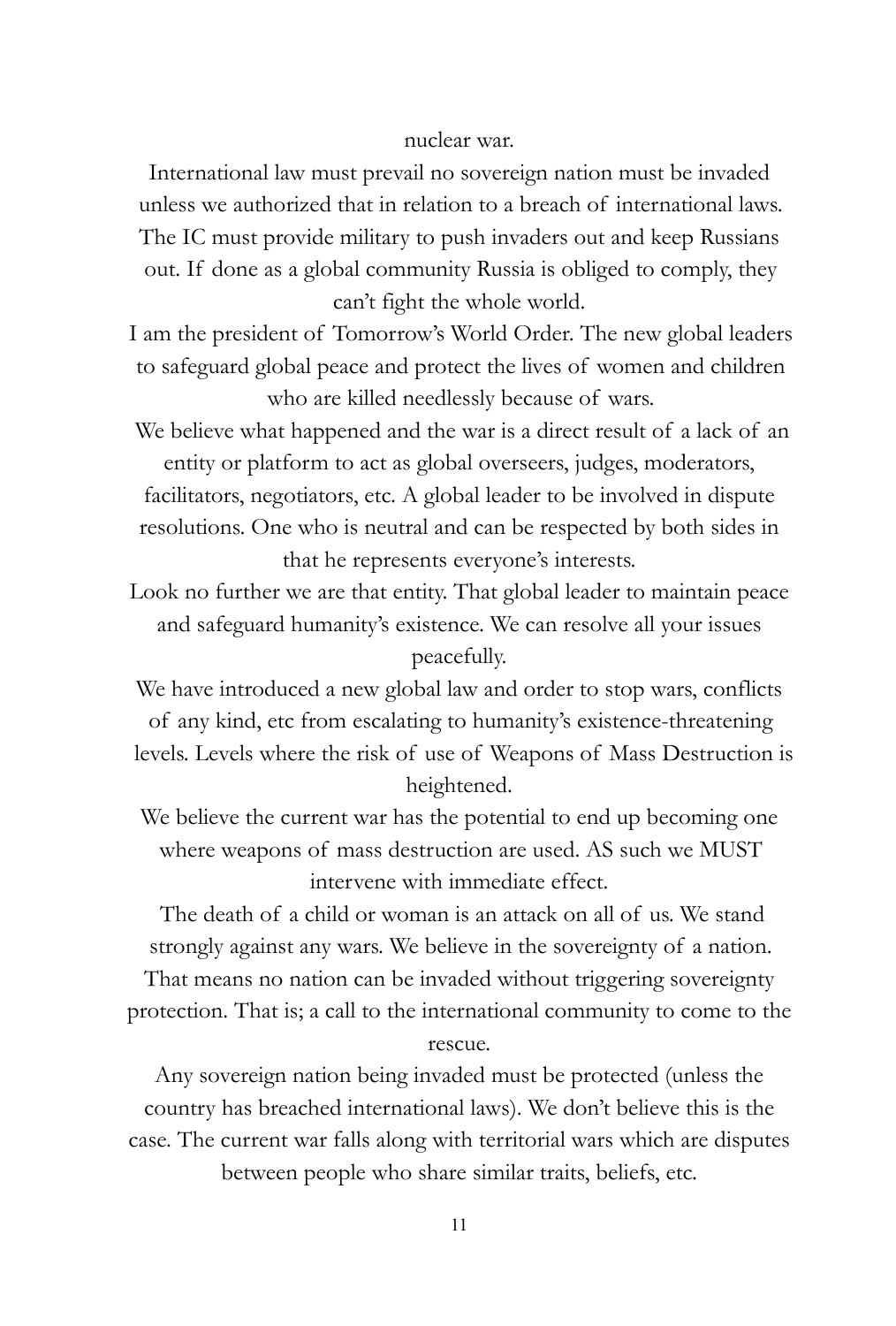nuclear war.

International law must prevail no sovereign nation must be invaded unless we authorized that in relation to a breach of international laws. The IC must provide military to push invaders out and keep Russians out. If done as a global community Russia is obliged to comply, they can't fight the whole world.

I am the president of Tomorrow's World Order. The new global leaders to safeguard global peace and protect the lives of women and children who are killed needlessly because of wars.

We believe what happened and the war is a direct result of a lack of an entity or platform to act as global overseers, judges, moderators, facilitators, negotiators, etc. A global leader to be involved in dispute resolutions. One who is neutral and can be respected by both sides in that he represents everyone's interests.

Look no further we are that entity. That global leader to maintain peace and safeguard humanity's existence. We can resolve all your issues peacefully.

We have introduced a new global law and order to stop wars, conflicts of any kind, etc from escalating to humanity's existence-threatening levels. Levels where the risk of use of Weapons of Mass Destruction is heightened.

We believe the current war has the potential to end up becoming one where weapons of mass destruction are used. AS such we MUST intervene with immediate effect.

The death of a child or woman is an attack on all of us. We stand strongly against any wars. We believe in the sovereignty of a nation. That means no nation can be invaded without triggering sovereignty protection. That is; a call to the international community to come to the rescue.

Any sovereign nation being invaded must be protected (unless the country has breached international laws). We don't believe this is the case. The current war falls along with territorial wars which are disputes between people who share similar traits, beliefs, etc.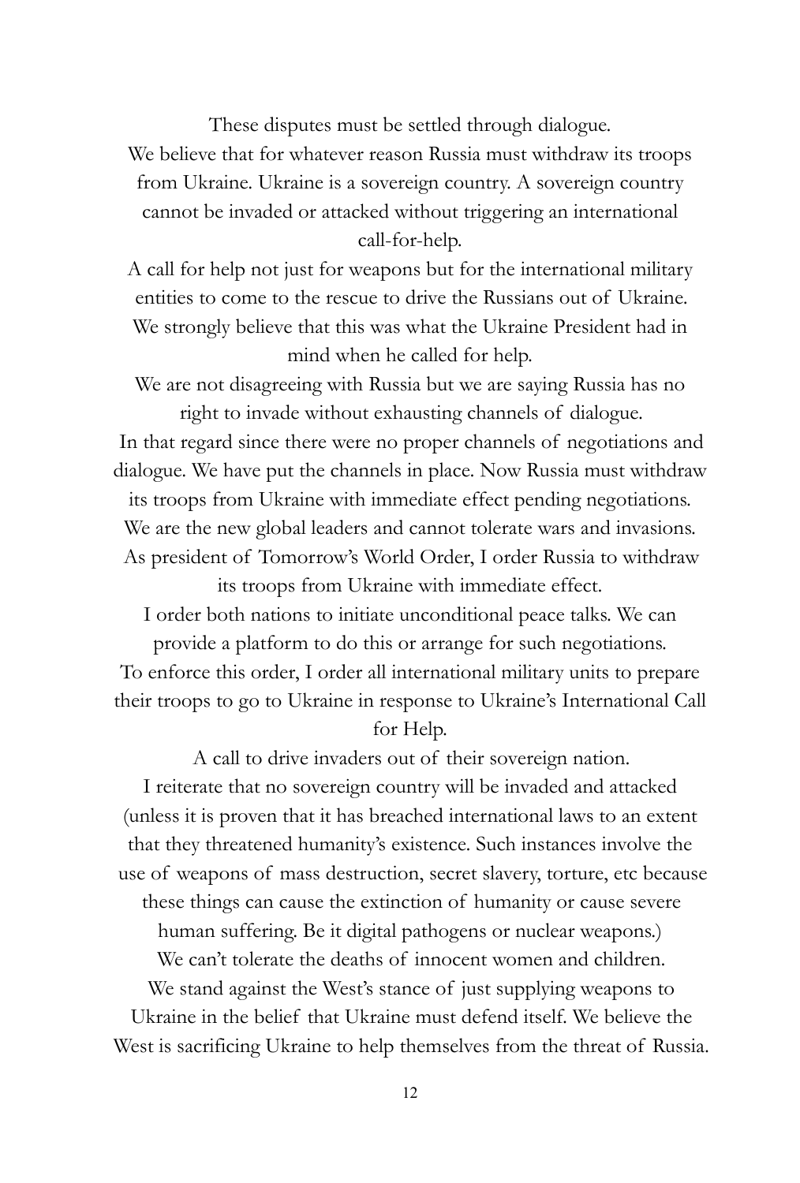These disputes must be settled through dialogue.

We believe that for whatever reason Russia must withdraw its troops from Ukraine. Ukraine is a sovereign country. A sovereign country cannot be invaded or attacked without triggering an international call-for-help.

A call for help not just for weapons but for the international military entities to come to the rescue to drive the Russians out of Ukraine. We strongly believe that this was what the Ukraine President had in mind when he called for help.

We are not disagreeing with Russia but we are saying Russia has no right to invade without exhausting channels of dialogue.

In that regard since there were no proper channels of negotiations and dialogue. We have put the channels in place. Now Russia must withdraw its troops from Ukraine with immediate effect pending negotiations.

We are the new global leaders and cannot tolerate wars and invasions.

As president of Tomorrow's World Order, I order Russia to withdraw its troops from Ukraine with immediate effect.

I order both nations to initiate unconditional peace talks. We can provide a platform to do this or arrange for such negotiations.

To enforce this order, I order all international military units to prepare their troops to go to Ukraine in response to Ukraine's International Call for Help.

A call to drive invaders out of their sovereign nation.

I reiterate that no sovereign country will be invaded and attacked (unless it is proven that it has breached international laws to an extent that they threatened humanity's existence. Such instances involve the use of weapons of mass destruction, secret slavery, torture, etc because these things can cause the extinction of humanity or cause severe human suffering. Be it digital pathogens or nuclear weapons.)

We can't tolerate the deaths of innocent women and children.

We stand against the West's stance of just supplying weapons to Ukraine in the belief that Ukraine must defend itself. We believe the West is sacrificing Ukraine to help themselves from the threat of Russia.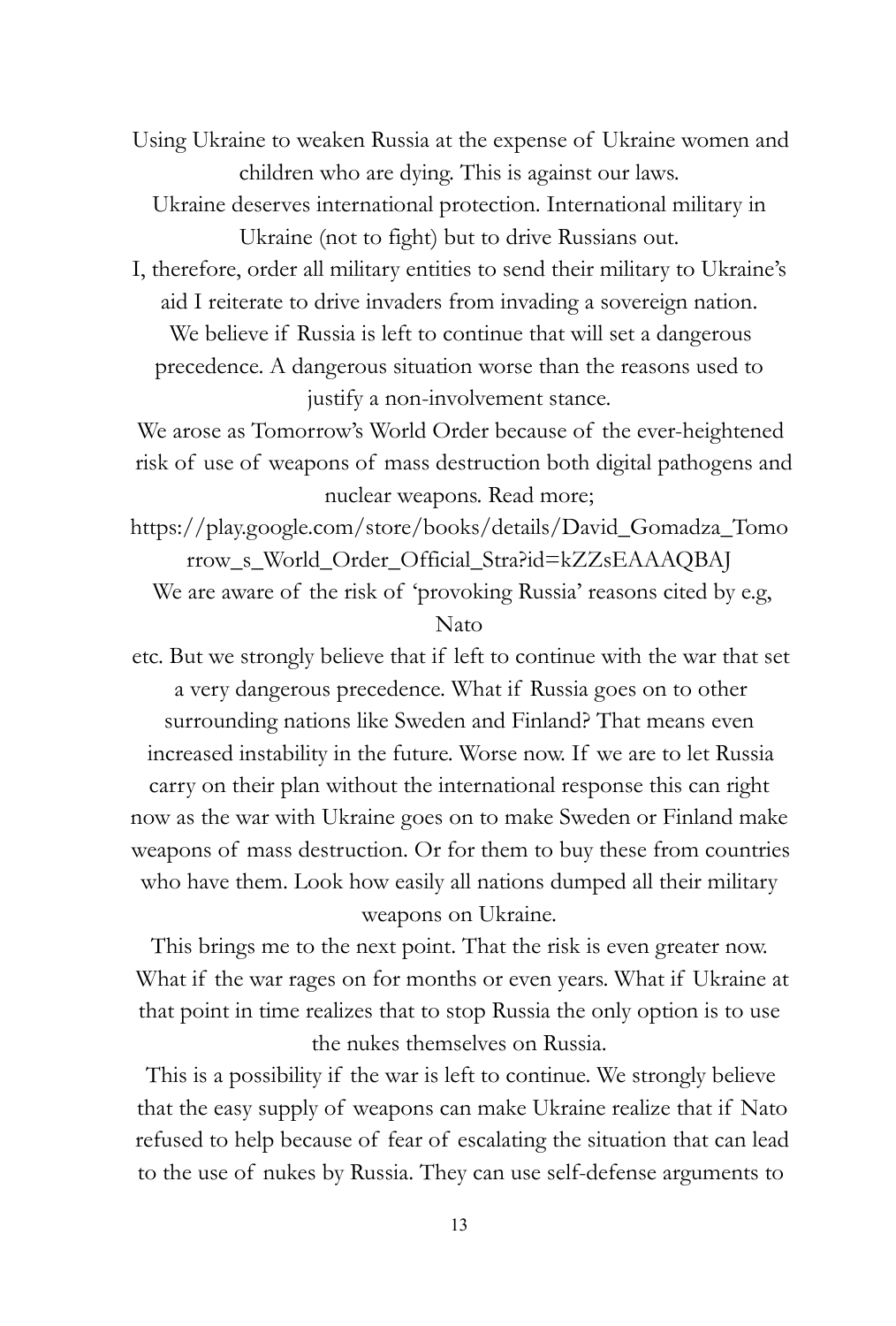Using Ukraine to weaken Russia at the expense of Ukraine women and children who are dying. This is against our laws.

Ukraine deserves international protection. International military in Ukraine (not to fight) but to drive Russians out.

I, therefore, order all military entities to send their military to Ukraine's aid I reiterate to drive invaders from invading a sovereign nation.

We believe if Russia is left to continue that will set a dangerous precedence. A dangerous situation worse than the reasons used to justify a non-involvement stance.

We arose as Tomorrow's World Order because of the ever-heightened risk of use of weapons of mass destruction both digital pathogens and nuclear weapons. Read more;

https://play.google.com/store/books/details/David_Gomadza_Tomorrow_s_World_Order_Official_Stra?id=kZZsEAAAQBAJ

We are aware of the risk of 'provoking Russia' reasons cited by e.g, Nato

etc. But we strongly believe that if left to continue with the war that set a very dangerous precedence. What if Russia goes on to other surrounding nations like Sweden and Finland? That means even increased instability in the future. Worse now. If we are to let Russia carry on their plan without the international response this can right now as the war with Ukraine goes on to make Sweden or Finland make weapons of mass destruction. Or for them to buy these from countries who have them. Look how easily all nations dumped all their military weapons on Ukraine.

This brings me to the next point. That the risk is even greater now. What if the war rages on for months or even years. What if Ukraine at that point in time realizes that to stop Russia the only option is to use the nukes themselves on Russia.

This is a possibility if the war is left to continue. We strongly believe that the easy supply of weapons can make Ukraine realize that if Nato refused to help because of fear of escalating the situation that can lead to the use of nukes by Russia. They can use self-defense arguments to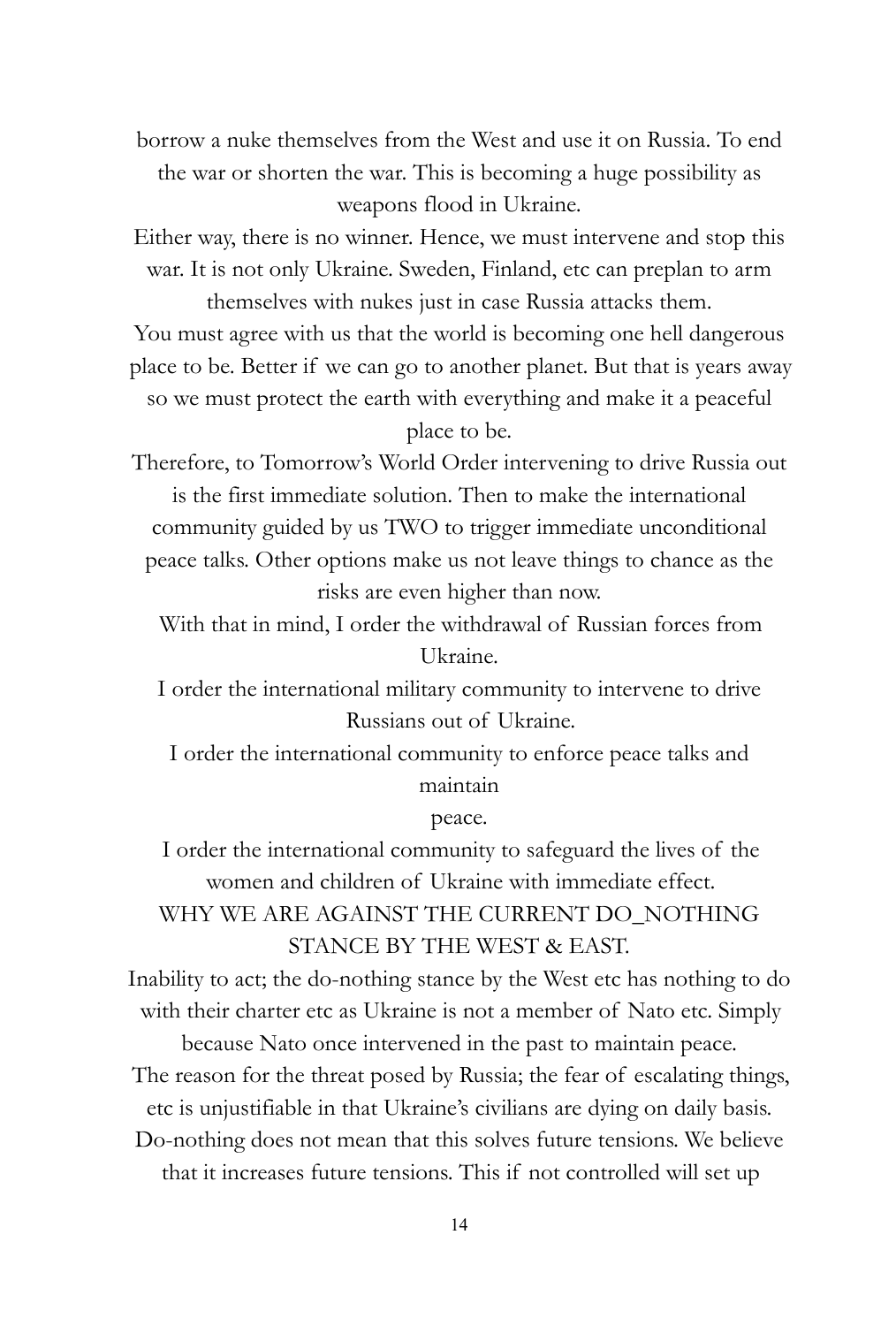borrow a nuke themselves from the West and use it on Russia. To end the war or shorten the war. This is becoming a huge possibility as weapons flood in Ukraine.

Either way, there is no winner. Hence, we must intervene and stop this war. It is not only Ukraine. Sweden, Finland, etc can preplan to arm themselves with nukes just in case Russia attacks them.

You must agree with us that the world is becoming one hell dangerous place to be. Better if we can go to another planet. But that is years away so we must protect the earth with everything and make it a peaceful place to be.

Therefore, to Tomorrow's World Order intervening to drive Russia out is the first immediate solution. Then to make the international community guided by us TWO to trigger immediate unconditional peace talks. Other options make us not leave things to chance as the risks are even higher than now.

With that in mind, I order the withdrawal of Russian forces from Ukraine.

I order the international military community to intervene to drive Russians out of Ukraine.

I order the international community to enforce peace talks and maintain peace.

I order the international community to safeguard the lives of the women and children of Ukraine with immediate effect.

## WHY WE ARE AGAINST THE CURRENT DO_NOTHING STANCE BY THE WEST & EAST.

Inability to act; the do-nothing stance by the West etc has nothing to do with their charter etc as Ukraine is not a member of Nato etc. Simply because Nato once intervened in the past to maintain peace.

The reason for the threat posed by Russia; the fear of escalating things, etc is unjustifiable in that Ukraine's civilians are dying on daily basis.

Do-nothing does not mean that this solves future tensions. We believe that it increases future tensions. This if not controlled will set up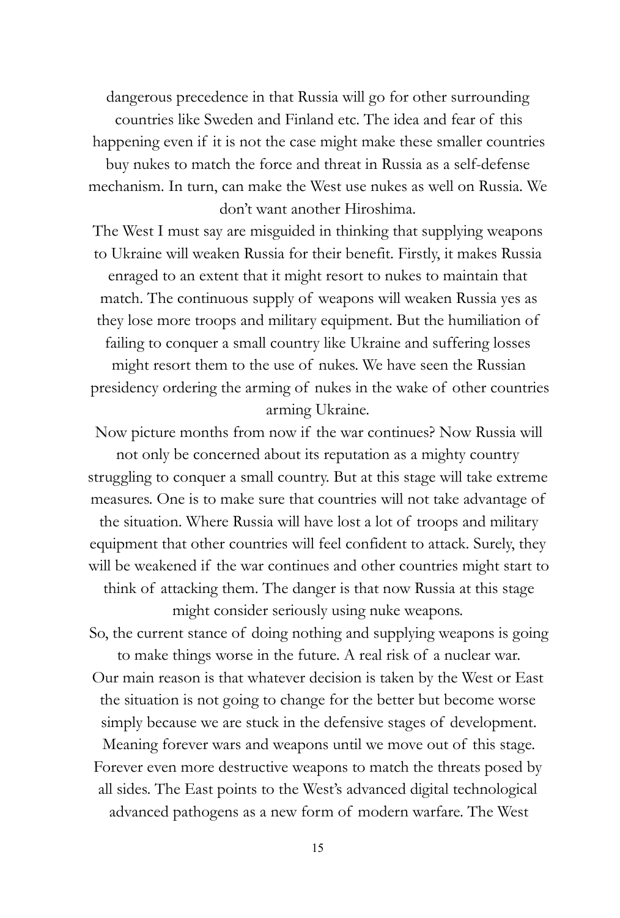dangerous precedence in that Russia will go for other surrounding countries like Sweden and Finland etc. The idea and fear of this happening even if it is not the case might make these smaller countries buy nukes to match the force and threat in Russia as a self-defense mechanism. In turn, can make the West use nukes as well on Russia. We don't want another Hiroshima.

The West I must say are misguided in thinking that supplying weapons to Ukraine will weaken Russia for their benefit. Firstly, it makes Russia enraged to an extent that it might resort to nukes to maintain that match. The continuous supply of weapons will weaken Russia yes as they lose more troops and military equipment. But the humiliation of failing to conquer a small country like Ukraine and suffering losses might resort them to the use of nukes. We have seen the Russian presidency ordering the arming of nukes in the wake of other countries arming Ukraine.

Now picture months from now if the war continues? Now Russia will not only be concerned about its reputation as a mighty country struggling to conquer a small country. But at this stage will take extreme measures. One is to make sure that countries will not take advantage of the situation. Where Russia will have lost a lot of troops and military equipment that other countries will feel confident to attack. Surely, they will be weakened if the war continues and other countries might start to think of attacking them. The danger is that now Russia at this stage might consider seriously using nuke weapons.

So, the current stance of doing nothing and supplying weapons is going to make things worse in the future. A real risk of a nuclear war.

Our main reason is that whatever decision is taken by the West or East the situation is not going to change for the better but become worse simply because we are stuck in the defensive stages of development. Meaning forever wars and weapons until we move out of this stage. Forever even more destructive weapons to match the threats posed by all sides. The East points to the West's advanced digital technological advanced pathogens as a new form of modern warfare. The West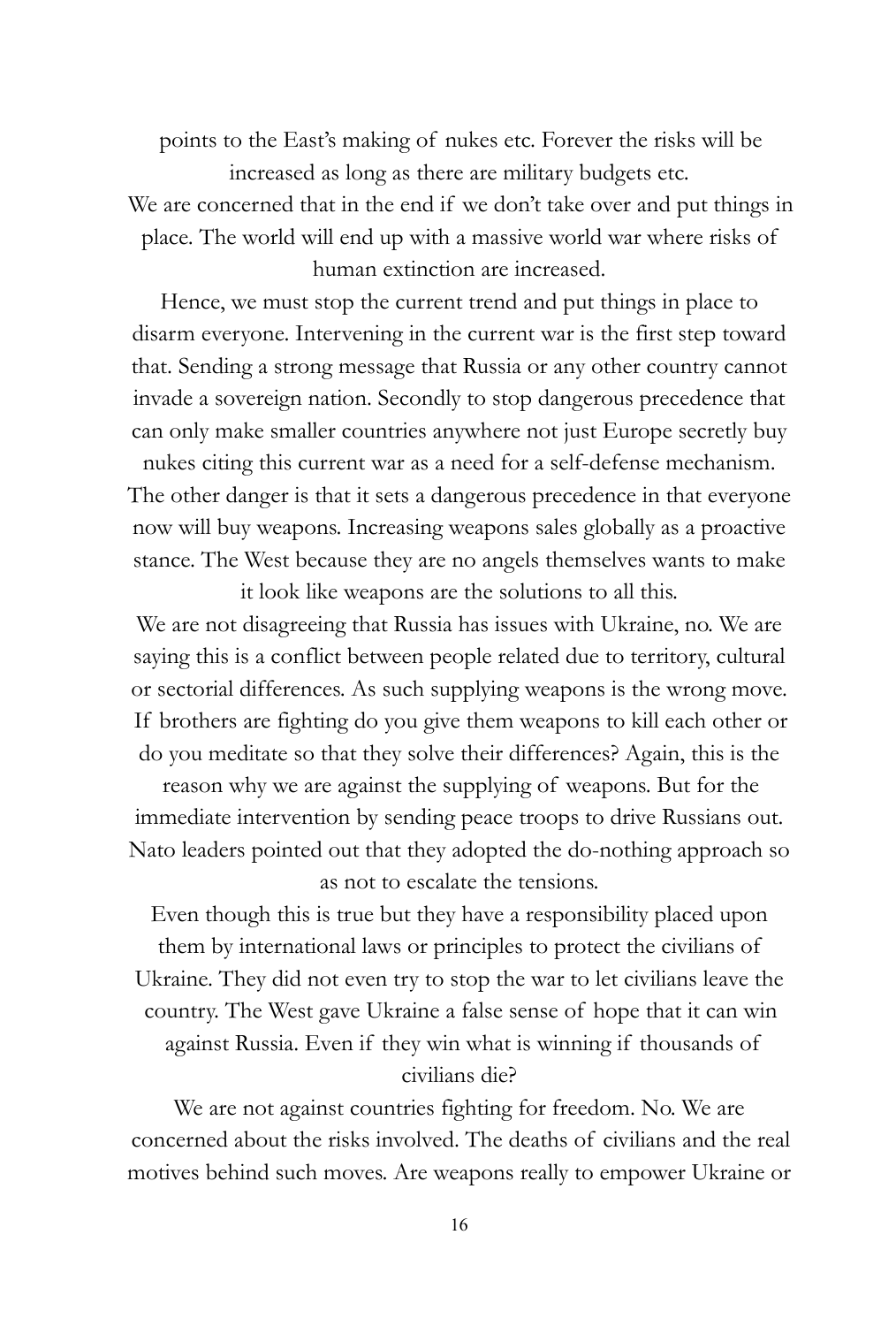points to the East's making of nukes etc. Forever the risks will be increased as long as there are military budgets etc.

We are concerned that in the end if we don't take over and put things in place. The world will end up with a massive world war where risks of human extinction are increased.

Hence, we must stop the current trend and put things in place to disarm everyone. Intervening in the current war is the first step toward that. Sending a strong message that Russia or any other country cannot invade a sovereign nation. Secondly to stop dangerous precedence that can only make smaller countries anywhere not just Europe secretly buy nukes citing this current war as a need for a self-defense mechanism. The other danger is that it sets a dangerous precedence in that everyone now will buy weapons. Increasing weapons sales globally as a proactive stance. The West because they are no angels themselves wants to make it look like weapons are the solutions to all this.

We are not disagreeing that Russia has issues with Ukraine, no. We are saying this is a conflict between people related due to territory, cultural or sectorial differences. As such supplying weapons is the wrong move. If brothers are fighting do you give them weapons to kill each other or do you meditate so that they solve their differences? Again, this is the reason why we are against the supplying of weapons. But for the immediate intervention by sending peace troops to drive Russians out. Nato leaders pointed out that they adopted the do-nothing approach so as not to escalate the tensions.

Even though this is true but they have a responsibility placed upon them by international laws or principles to protect the civilians of Ukraine. They did not even try to stop the war to let civilians leave the country. The West gave Ukraine a false sense of hope that it can win against Russia. Even if they win what is winning if thousands of civilians die?

We are not against countries fighting for freedom. No. We are concerned about the risks involved. The deaths of civilians and the real motives behind such moves. Are weapons really to empower Ukraine or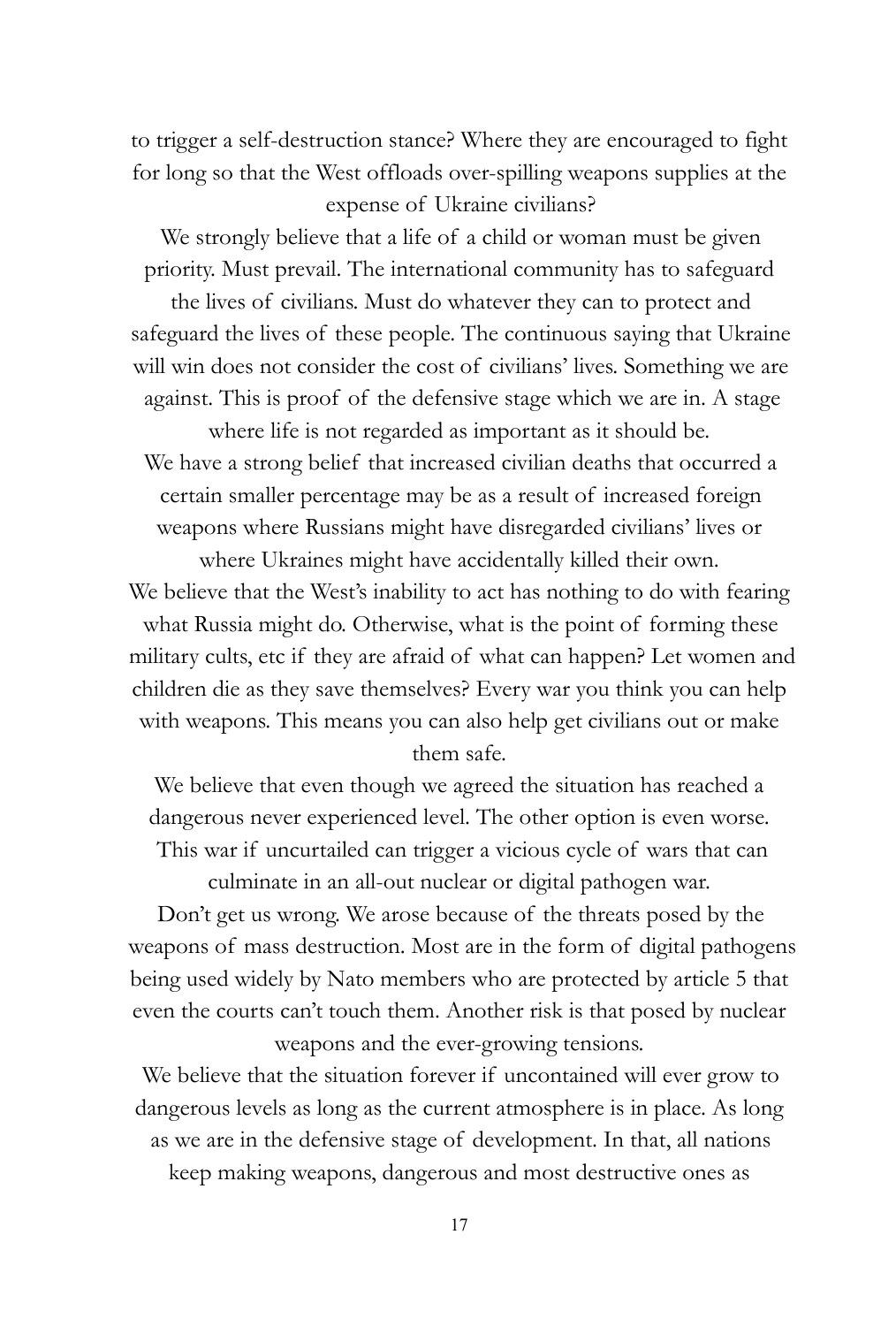to trigger a self-destruction stance? Where they are encouraged to fight for long so that the West offloads over-spilling weapons supplies at the expense of Ukraine civilians?

We strongly believe that a life of a child or woman must be given priority. Must prevail. The international community has to safeguard the lives of civilians. Must do whatever they can to protect and safeguard the lives of these people. The continuous saying that Ukraine will win does not consider the cost of civilians' lives. Something we are against. This is proof of the defensive stage which we are in. A stage where life is not regarded as important as it should be.

We have a strong belief that increased civilian deaths that occurred a certain smaller percentage may be as a result of increased foreign weapons where Russians might have disregarded civilians' lives or where Ukraines might have accidentally killed their own.

We believe that the West's inability to act has nothing to do with fearing what Russia might do. Otherwise, what is the point of forming these military cults, etc if they are afraid of what can happen? Let women and children die as they save themselves? Every war you think you can help with weapons. This means you can also help get civilians out or make them safe.

We believe that even though we agreed the situation has reached a dangerous never experienced level. The other option is even worse. This war if uncurtailed can trigger a vicious cycle of wars that can culminate in an all-out nuclear or digital pathogen war.

Don't get us wrong. We arose because of the threats posed by the weapons of mass destruction. Most are in the form of digital pathogens being used widely by Nato members who are protected by article 5 that even the courts can't touch them. Another risk is that posed by nuclear weapons and the ever-growing tensions.

We believe that the situation forever if uncontained will ever grow to dangerous levels as long as the current atmosphere is in place. As long as we are in the defensive stage of development. In that, all nations keep making weapons, dangerous and most destructive ones as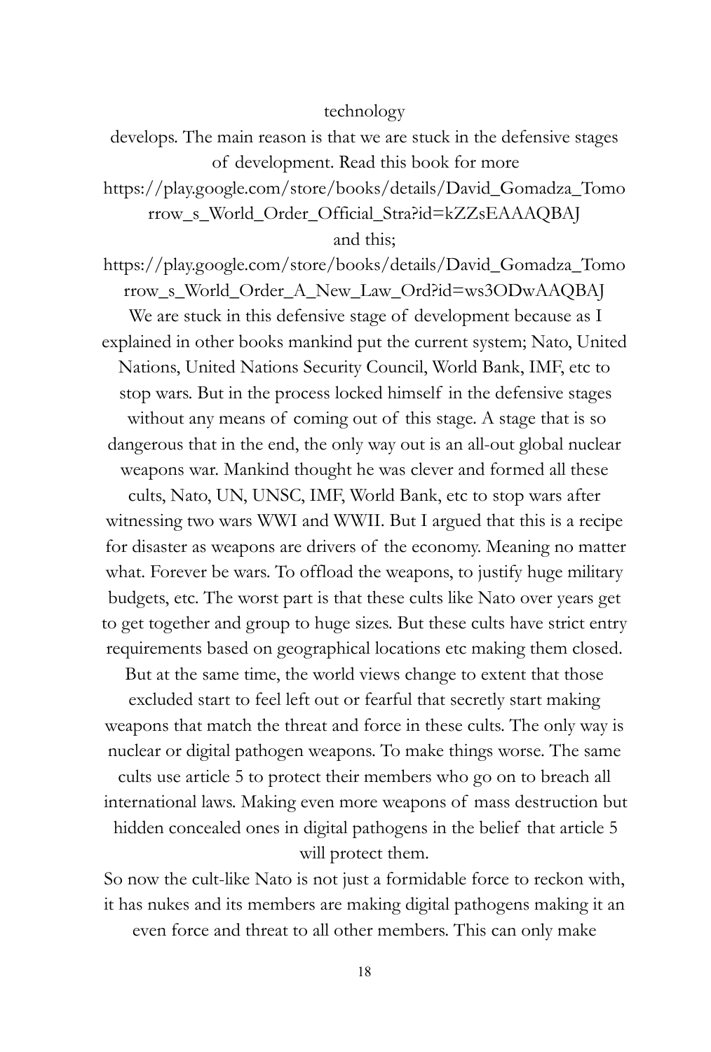technology

develops. The main reason is that we are stuck in the defensive stages of development. Read this book for more

https://play.google.com/store/books/details/David_Gomadza_Tomorrow_s_World_Order_Official_Stra?id=kZZsEAAAQBAJ

and this;

https://play.google.com/store/books/details/David_Gomadza_Tomorrow_s_World_Order_A_New_Law_Ord?id=ws3ODwAAQBAJ

We are stuck in this defensive stage of development because as I explained in other books mankind put the current system; Nato, United Nations, United Nations Security Council, World Bank, IMF, etc to stop wars. But in the process locked himself in the defensive stages without any means of coming out of this stage. A stage that is so dangerous that in the end, the only way out is an all-out global nuclear weapons war. Mankind thought he was clever and formed all these cults, Nato, UN, UNSC, IMF, World Bank, etc to stop wars after witnessing two wars WWI and WWII. But I argued that this is a recipe for disaster as weapons are drivers of the economy. Meaning no matter what. Forever be wars. To offload the weapons, to justify huge military budgets, etc. The worst part is that these cults like Nato over years get to get together and group to huge sizes. But these cults have strict entry requirements based on geographical locations etc making them closed. But at the same time, the world views change to extent that those excluded start to feel left out or fearful that secretly start making weapons that match the threat and force in these cults. The only way is nuclear or digital pathogen weapons. To make things worse. The same cults use article 5 to protect their members who go on to breach all international laws. Making even more weapons of mass destruction but hidden concealed ones in digital pathogens in the belief that article 5 will protect them.

So now the cult-like Nato is not just a formidable force to reckon with, it has nukes and its members are making digital pathogens making it an even force and threat to all other members. This can only make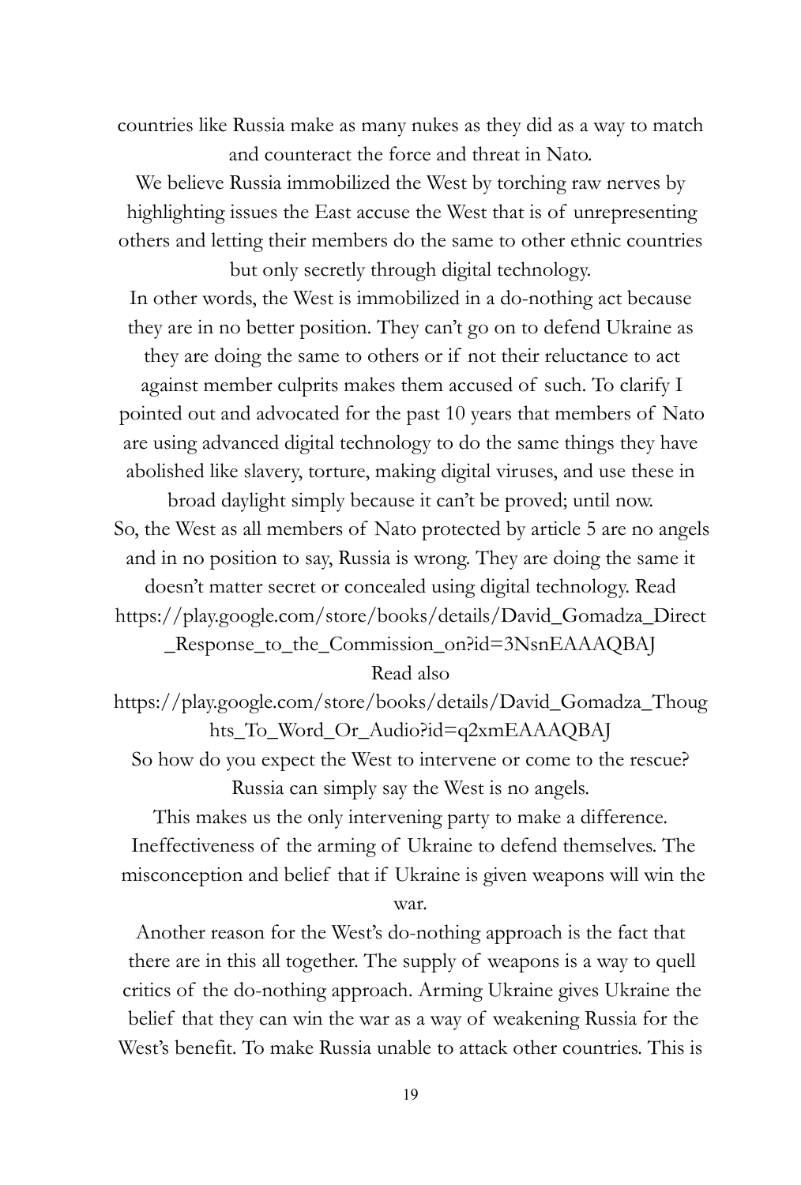countries like Russia make as many nukes as they did as a way to match and counteract the force and threat in Nato.

We believe Russia immobilized the West by torching raw nerves by highlighting issues the East accuse the West that is of unrepresenting others and letting their members do the same to other ethnic countries but only secretly through digital technology.

In other words, the West is immobilized in a do-nothing act because they are in no better position. They can't go on to defend Ukraine as they are doing the same to others or if not their reluctance to act against member culprits makes them accused of such. To clarify I pointed out and advocated for the past 10 years that members of Nato are using advanced digital technology to do the same things they have abolished like slavery, torture, making digital viruses, and use these in broad daylight simply because it can't be proved; until now.

So, the West as all members of Nato protected by article 5 are no angels and in no position to say, Russia is wrong. They are doing the same it doesn't matter secret or concealed using digital technology. Read https://play.google.com/store/books/details/David_Gomadza_Direct_Response_to_the_Commission_on?id=3NsnEAAAQBAJ

Read also

https://play.google.com/store/books/details/David_Gomadza_Thoughts_To_Word_Or_Audio?id=q2xmEAAAQBAJ

So how do you expect the West to intervene or come to the rescue? Russia can simply say the West is no angels.

This makes us the only intervening party to make a difference.

Ineffectiveness of the arming of Ukraine to defend themselves. The misconception and belief that if Ukraine is given weapons will win the war.

Another reason for the West's do-nothing approach is the fact that there are in this all together. The supply of weapons is a way to quell critics of the do-nothing approach. Arming Ukraine gives Ukraine the belief that they can win the war as a way of weakening Russia for the West's benefit. To make Russia unable to attack other countries. This is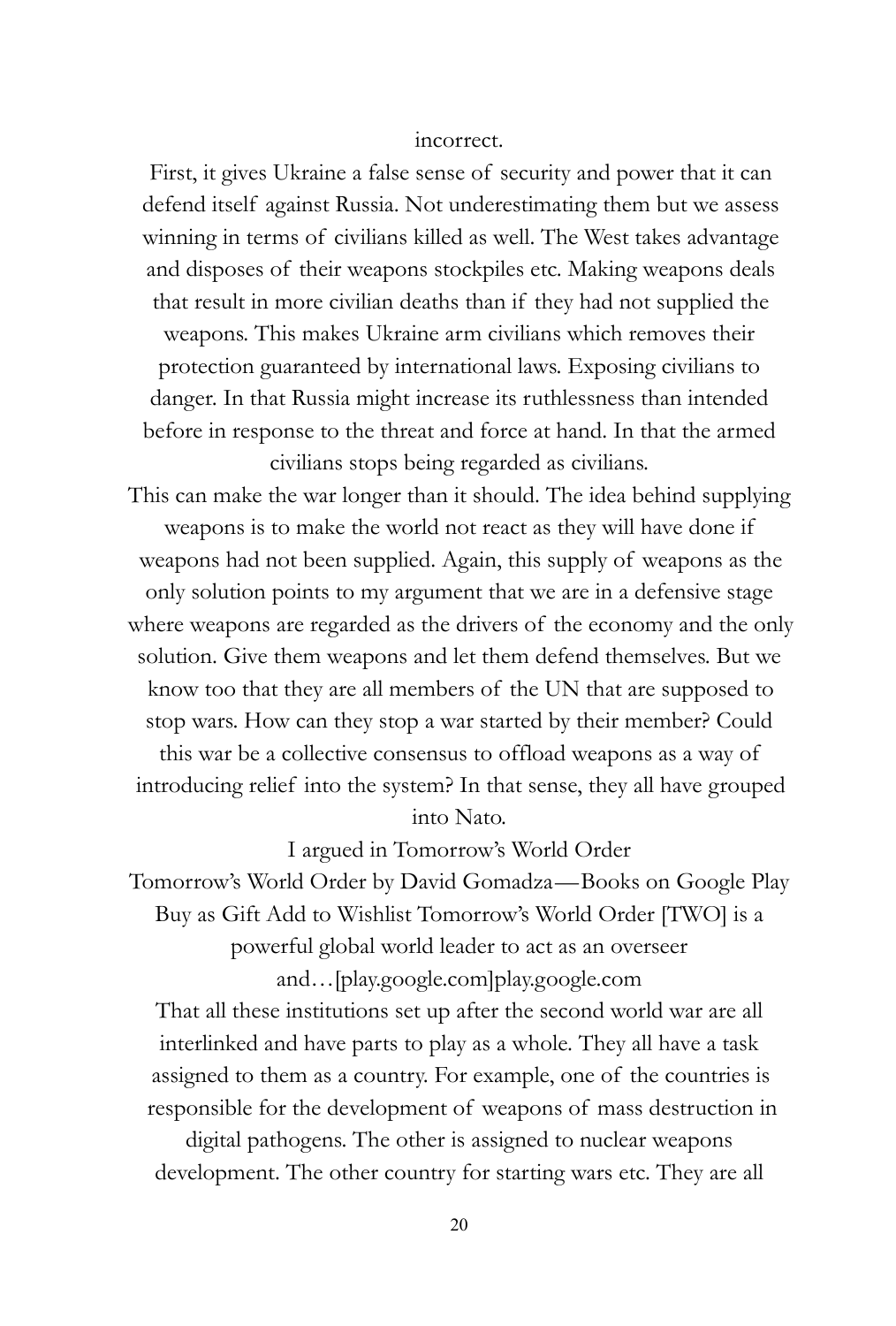incorrect.

First, it gives Ukraine a false sense of security and power that it can defend itself against Russia. Not underestimating them but we assess winning in terms of civilians killed as well. The West takes advantage and disposes of their weapons stockpiles etc. Making weapons deals that result in more civilian deaths than if they had not supplied the weapons. This makes Ukraine arm civilians which removes their protection guaranteed by international laws. Exposing civilians to danger. In that Russia might increase its ruthlessness than intended before in response to the threat and force at hand. In that the armed civilians stops being regarded as civilians.

This can make the war longer than it should. The idea behind supplying weapons is to make the world not react as they will have done if weapons had not been supplied. Again, this supply of weapons as the only solution points to my argument that we are in a defensive stage where weapons are regarded as the drivers of the economy and the only solution. Give them weapons and let them defend themselves. But we know too that they are all members of the UN that are supposed to stop wars. How can they stop a war started by their member? Could this war be a collective consensus to offload weapons as a way of introducing relief into the system? In that sense, they all have grouped into Nato.

I argued in Tomorrow's World Order

Tomorrow's World Order by David Gomadza—Books on Google Play Buy as Gift Add to Wishlist Tomorrow's World Order [TWO] is a powerful global world leader to act as an overseer and…[play.google.com]play.google.com

That all these institutions set up after the second world war are all interlinked and have parts to play as a whole. They all have a task assigned to them as a country. For example, one of the countries is responsible for the development of weapons of mass destruction in digital pathogens. The other is assigned to nuclear weapons development. The other country for starting wars etc. They are all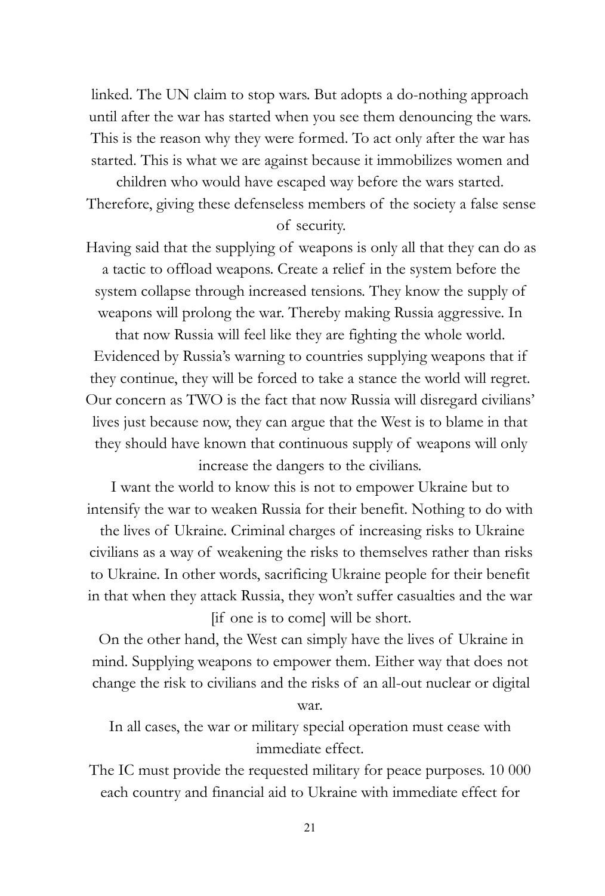linked. The UN claim to stop wars. But adopts a do-nothing approach until after the war has started when you see them denouncing the wars. This is the reason why they were formed. To act only after the war has started. This is what we are against because it immobilizes women and children who would have escaped way before the wars started. Therefore, giving these defenseless members of the society a false sense of security.

Having said that the supplying of weapons is only all that they can do as a tactic to offload weapons. Create a relief in the system before the system collapse through increased tensions. They know the supply of weapons will prolong the war. Thereby making Russia aggressive. In that now Russia will feel like they are fighting the whole world. Evidenced by Russia's warning to countries supplying weapons that if they continue, they will be forced to take a stance the world will regret. Our concern as TWO is the fact that now Russia will disregard civilians' lives just because now, they can argue that the West is to blame in that they should have known that continuous supply of weapons will only increase the dangers to the civilians.

I want the world to know this is not to empower Ukraine but to intensify the war to weaken Russia for their benefit. Nothing to do with the lives of Ukraine. Criminal charges of increasing risks to Ukraine civilians as a way of weakening the risks to themselves rather than risks to Ukraine. In other words, sacrificing Ukraine people for their benefit in that when they attack Russia, they won't suffer casualties and the war [if one is to come] will be short.

On the other hand, the West can simply have the lives of Ukraine in mind. Supplying weapons to empower them. Either way that does not change the risk to civilians and the risks of an all-out nuclear or digital war.

In all cases, the war or military special operation must cease with immediate effect.

The IC must provide the requested military for peace purposes. 10 000 each country and financial aid to Ukraine with immediate effect for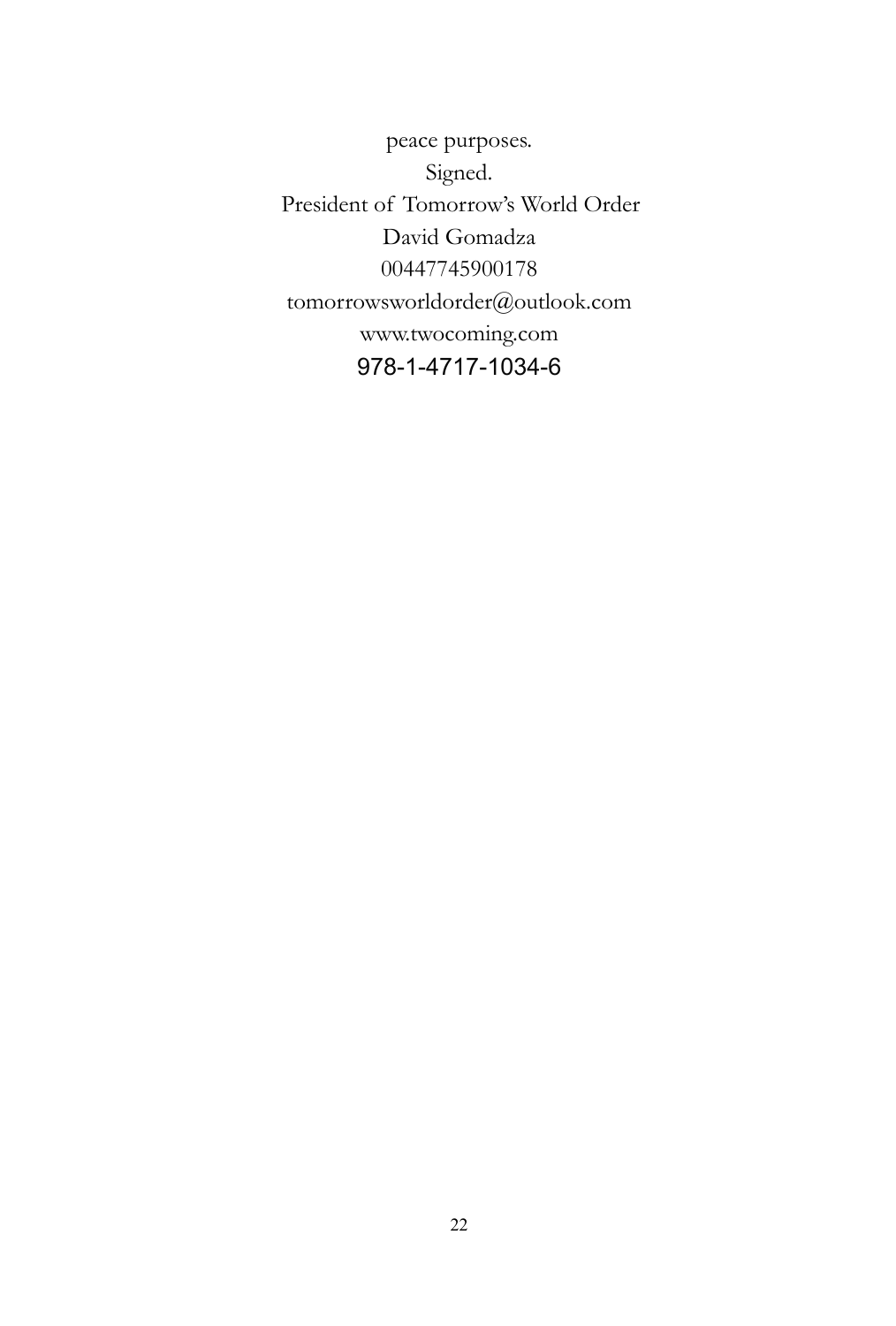peace purposes.

Signed.

President of Tomorrow's World Order

David Gomadza

00447745900178

tomorrowsworldorder@outlook.com

www.twocoming.com

978-1-4717-1034-6